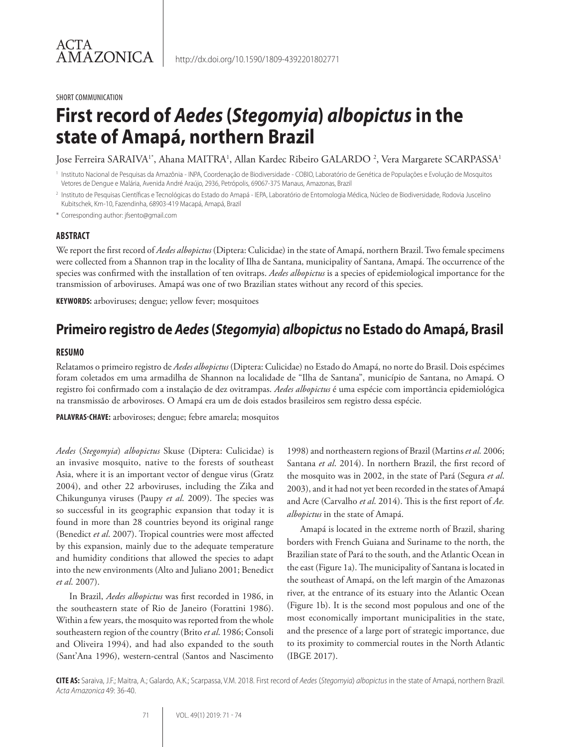SHORT COMMUNICATION

# First record of *Aedes* (*Stegomyia*) *albopictus* in the state of Amapá, northern Brazil

Jose Ferreira SARAIVA[1*], Ahana MAITRA[1], Allan Kardec Ribeiro GALARDO [2], Vera Margarete SCARPASSA[1]

[1] Instituto Nacional de Pesquisas da Amazônia - INPA, Coordenação de Biodiversidade - COBIO, Laboratório de Genética de Populações e Evolução de Mosquitos Vetores de Dengue e Malária, Avenida André Araújo, 2936, Petrópolis, 69067-375 Manaus, Amazonas, Brazil

[2] Instituto de Pesquisas Científicas e Tecnológicas do Estado do Amapá - IEPA, Laboratório de Entomologia Médica, Núcleo de Biodiversidade, Rodovia Juscelino Kubitschek, Km-10, Fazendinha, 68903-419 Macapá, Amapá, Brazil

\* Corresponding author: jfsento@gmail.com

### ABSTRACT

We report the first record of *Aedes albopictus* (Diptera: Culicidae) in the state of Amapá, northern Brazil. Two female specimens were collected from a Shannon trap in the locality of Ilha de Santana, municipality of Santana, Amapá. The occurrence of the species was confirmed with the installation of ten ovitraps. *Aedes albopictus* is a species of epidemiological importance for the transmission of arboviruses. Amapá was one of two Brazilian states without any record of this species.

**KEYWORDS:** arboviruses; dengue; yellow fever; mosquitoes

## Primeiro registro de *Aedes* (*Stegomyia*) *albopictus* no Estado do Amapá, Brasil

### RESUMO

Relatamos o primeiro registro de *Aedes albopictus* (Diptera: Culicidae) no Estado do Amapá, no norte do Brasil. Dois espécimes foram coletados em uma armadilha de Shannon na localidade de "Ilha de Santana", município de Santana, no Amapá. O registro foi confirmado com a instalação de dez ovitrampas. *Aedes albopictus* é uma espécie com importância epidemiológica na transmissão de arboviroses. O Amapá era um de dois estados brasileiros sem registro dessa espécie.

**PALAVRAS-CHAVE:** arboviroses; dengue; febre amarela; mosquitos

*Aedes* (*Stegomyia*) *albopictus* Skuse (Diptera: Culicidae) is an invasive mosquito, native to the forests of southeast Asia, where it is an important vector of dengue virus (Gratz 2004), and other 22 arboviruses, including the Zika and Chikungunya viruses (Paupy *et al*. 2009). The species was so successful in its geographic expansion that today it is found in more than 28 countries beyond its original range (Benedict *et al*. 2007). Tropical countries were most affected by this expansion, mainly due to the adequate temperature and humidity conditions that allowed the species to adapt into the new environments (Alto and Juliano 2001; Benedict *et al.* 2007).

In Brazil, *Aedes albopictus* was first recorded in 1986, in the southeastern state of Rio de Janeiro (Forattini 1986). Within a few years, the mosquito was reported from the whole southeastern region of the country (Brito *et al*. 1986; Consoli and Oliveira 1994), and had also expanded to the south (Sant'Ana 1996), western-central (Santos and Nascimento 1998) and northeastern regions of Brazil (Martins *et al.* 2006; Santana *et al*. 2014). In northern Brazil, the first record of the mosquito was in 2002, in the state of Pará (Segura *et al*. 2003), and it had not yet been recorded in the states of Amapá and Acre (Carvalho *et al*. 2014). This is the first report of *Ae. albopictus* in the state of Amapá.

Amapá is located in the extreme north of Brazil, sharing borders with French Guiana and Suriname to the north, the Brazilian state of Pará to the south, and the Atlantic Ocean in the east (Figure 1a). The municipality of Santana is located in the southeast of Amapá, on the left margin of the Amazonas river, at the entrance of its estuary into the Atlantic Ocean (Figure 1b). It is the second most populous and one of the most economically important municipalities in the state, and the presence of a large port of strategic importance, due to its proximity to commercial routes in the North Atlantic (IBGE 2017).

**CITE AS:** Saraiva, J.F.; Maitra, A.; Galardo, A.K.; Scarpassa, V.M. 2018. First record of *Aedes* (*Stegomyia*) *albopictus* in the state of Amapá, northern Brazil. *Acta Amazonica* 49: 36-40.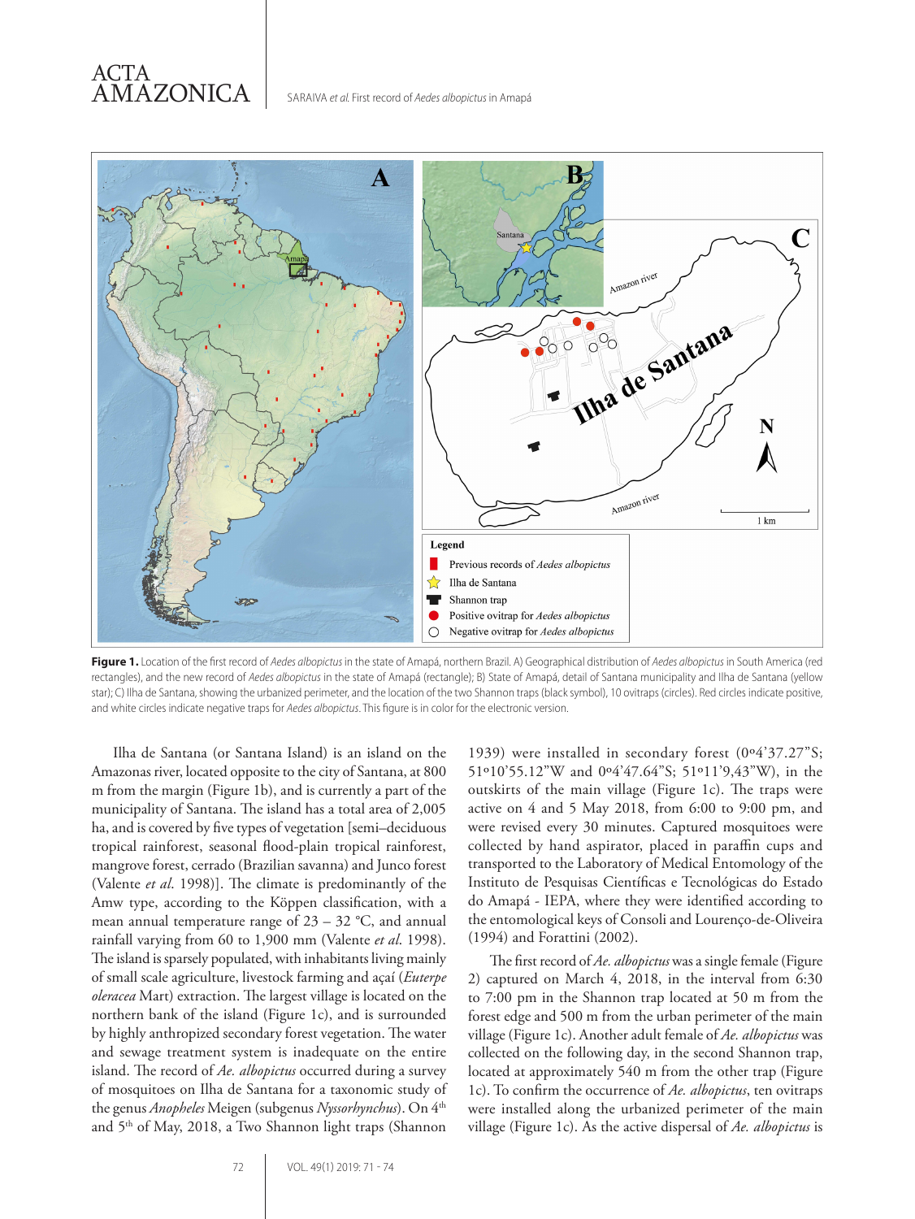**Figure 1.** Location of the first record of *Aedes albopictus* in the state of Amapá, northern Brazil. A) Geographical distribution of *Aedes albopictus* in South America (red rectangles), and the new record of *Aedes albopictus* in the state of Amapá (rectangle); B) State of Amapá, detail of Santana municipality and Ilha de Santana (yellow star); C) Ilha de Santana, showing the urbanized perimeter, and the location of the two Shannon traps (black symbol), 10 ovitraps (circles). Red circles indicate positive, and white circles indicate negative traps for *Aedes albopictus*. This figure is in color for the electronic version.

Ilha de Santana (or Santana Island) is an island on the Amazonas river, located opposite to the city of Santana, at 800 m from the margin (Figure 1b), and is currently a part of the municipality of Santana. The island has a total area of 2,005 ha, and is covered by five types of vegetation [semi–deciduous tropical rainforest, seasonal flood-plain tropical rainforest, mangrove forest, cerrado (Brazilian savanna) and Junco forest (Valente *et al.* 1998)]. The climate is predominantly of the Amw type, according to the Köppen classification, with a mean annual temperature range of 23 – 32 °C, and annual rainfall varying from 60 to 1,900 mm (Valente *et al.* 1998). The island is sparsely populated, with inhabitants living mainly of small scale agriculture, livestock farming and açaí (*Euterpe oleracea* Mart) extraction. The largest village is located on the northern bank of the island (Figure 1c), and is surrounded by highly anthropized secondary forest vegetation. The water and sewage treatment system is inadequate on the entire island. The record of *Ae. albopictus* occurred during a survey of mosquitoes on Ilha de Santana for a taxonomic study of the genus *Anopheles* Meigen (subgenus *Nyssorhynchus*). On 4th and 5th of May, 2018, a Two Shannon light traps (Shannon 1939) were installed in secondary forest (0º4'37.27"S; 51º10'55.12"W and 0º4'47.64"S; 51º11'9,43"W), in the outskirts of the main village (Figure 1c). The traps were active on 4 and 5 May 2018, from 6:00 to 9:00 pm, and were revised every 30 minutes. Captured mosquitoes were collected by hand aspirator, placed in paraffin cups and transported to the Laboratory of Medical Entomology of the Instituto de Pesquisas Científicas e Tecnológicas do Estado do Amapá - IEPA, where they were identified according to the entomological keys of Consoli and Lourenço-de-Oliveira (1994) and Forattini (2002).

The first record of *Ae. albopictus* was a single female (Figure 2) captured on March 4, 2018, in the interval from 6:30 to 7:00 pm in the Shannon trap located at 50 m from the forest edge and 500 m from the urban perimeter of the main village (Figure 1c). Another adult female of *Ae. albopictus* was collected on the following day, in the second Shannon trap, located at approximately 540 m from the other trap (Figure 1c). To confirm the occurrence of *Ae. albopictus*, ten ovitraps were installed along the urbanized perimeter of the main village (Figure 1c). As the active dispersal of *Ae. albopictus* is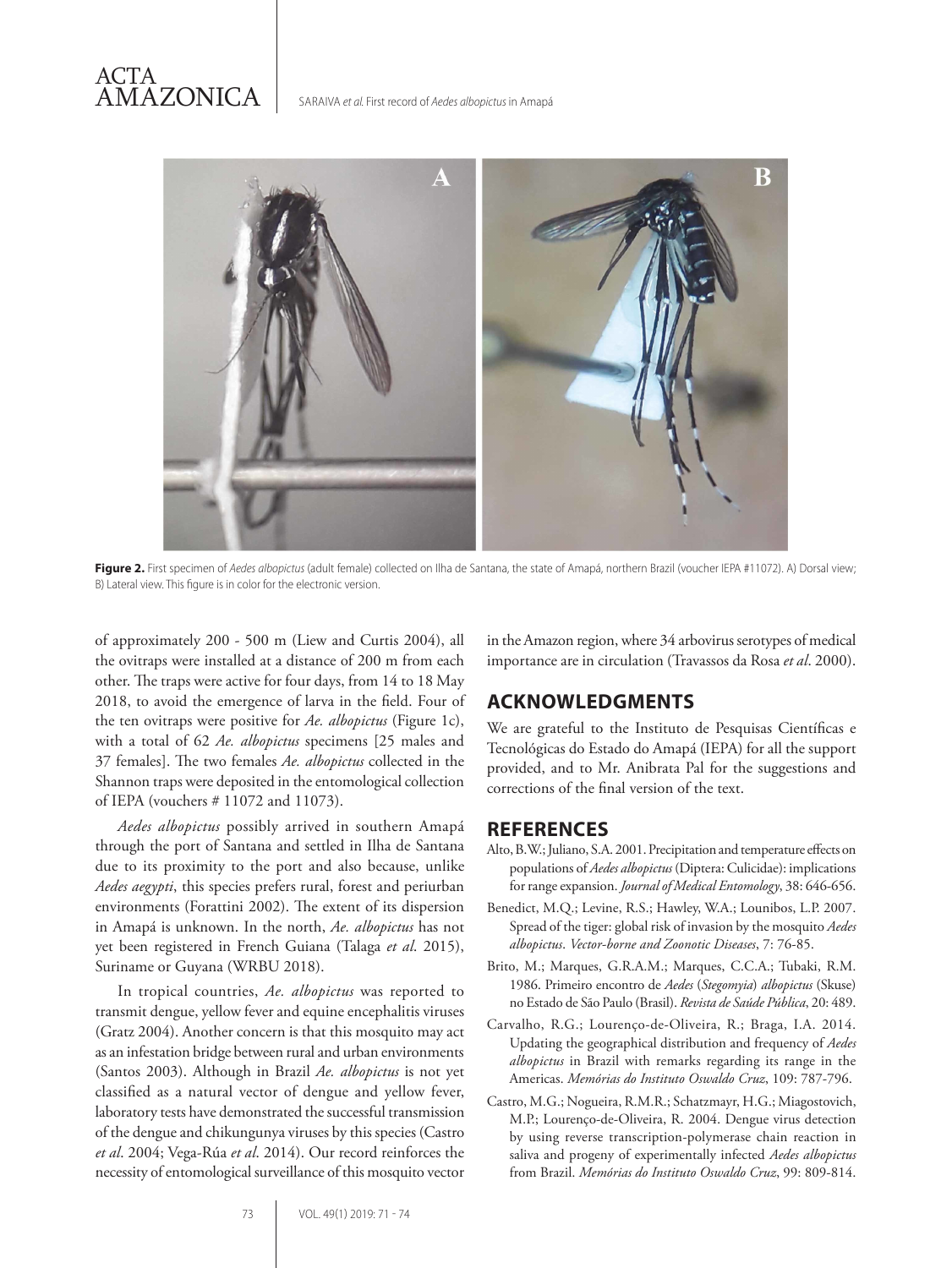Figure 2. First specimen of *Aedes albopictus* (adult female) collected on Ilha de Santana, the state of Amapá, northern Brazil (voucher IEPA #11072). A) Dorsal view; B) Lateral view. This figure is in color for the electronic version.

of approximately 200 - 500 m (Liew and Curtis 2004), all the ovitraps were installed at a distance of 200 m from each other. The traps were active for four days, from 14 to 18 May 2018, to avoid the emergence of larva in the field. Four of the ten ovitraps were positive for *Ae. albopictus* (Figure 1c), with a total of 62 *Ae. albopictus* specimens [25 males and 37 females]. The two females *Ae. albopictus* collected in the Shannon traps were deposited in the entomological collection of IEPA (vouchers # 11072 and 11073).

*Aedes albopictus* possibly arrived in southern Amapá through the port of Santana and settled in Ilha de Santana due to its proximity to the port and also because, unlike *Aedes aegypti*, this species prefers rural, forest and periurban environments (Forattini 2002). The extent of its dispersion in Amapá is unknown. In the north, *Ae. albopictus* has not yet been registered in French Guiana (Talaga *et al*. 2015), Suriname or Guyana (WRBU 2018).

In tropical countries, *Ae. albopictus* was reported to transmit dengue, yellow fever and equine encephalitis viruses (Gratz 2004). Another concern is that this mosquito may act as an infestation bridge between rural and urban environments (Santos 2003). Although in Brazil *Ae. albopictus* is not yet classified as a natural vector of dengue and yellow fever, laboratory tests have demonstrated the successful transmission of the dengue and chikungunya viruses by this species (Castro *et al*. 2004; Vega-Rúa *et al*. 2014). Our record reinforces the necessity of entomological surveillance of this mosquito vector in the Amazon region, where 34 arbovirus serotypes of medical importance are in circulation (Travassos da Rosa *et al*. 2000).

## ACKNOWLEDGMENTS

We are grateful to the Instituto de Pesquisas Científicas e Tecnológicas do Estado do Amapá (IEPA) for all the support provided, and to Mr. Anibrata Pal for the suggestions and corrections of the final version of the text.

## REFERENCES

Alto, B.W.; Juliano, S.A. 2001. Precipitation and temperature effects on populations of *Aedes albopictus* (Diptera: Culicidae): implications for range expansion. *Journal of Medical Entomology*, 38: 646-656.

Benedict, M.Q.; Levine, R.S.; Hawley, W.A.; Lounibos, L.P. 2007. Spread of the tiger: global risk of invasion by the mosquito *Aedes albopictus*. *Vector-borne and Zoonotic Diseases*, 7: 76-85.

Brito, M.; Marques, G.R.A.M.; Marques, C.C.A.; Tubaki, R.M. 1986. Primeiro encontro de *Aedes* (*Stegomyia*) *albopictus* (Skuse) no Estado de São Paulo (Brasil). *Revista de Saúde Pública*, 20: 489.

Carvalho, R.G.; Lourenço-de-Oliveira, R.; Braga, I.A. 2014. Updating the geographical distribution and frequency of *Aedes albopictus* in Brazil with remarks regarding its range in the Americas. *Memórias do Instituto Oswaldo Cruz*, 109: 787-796.

Castro, M.G.; Nogueira, R.M.R.; Schatzmayr, H.G.; Miagostovich, M.P.; Lourenço-de-Oliveira, R. 2004. Dengue virus detection by using reverse transcription-polymerase chain reaction in saliva and progeny of experimentally infected *Aedes albopictus* from Brazil. *Memórias do Instituto Oswaldo Cruz*, 99: 809-814.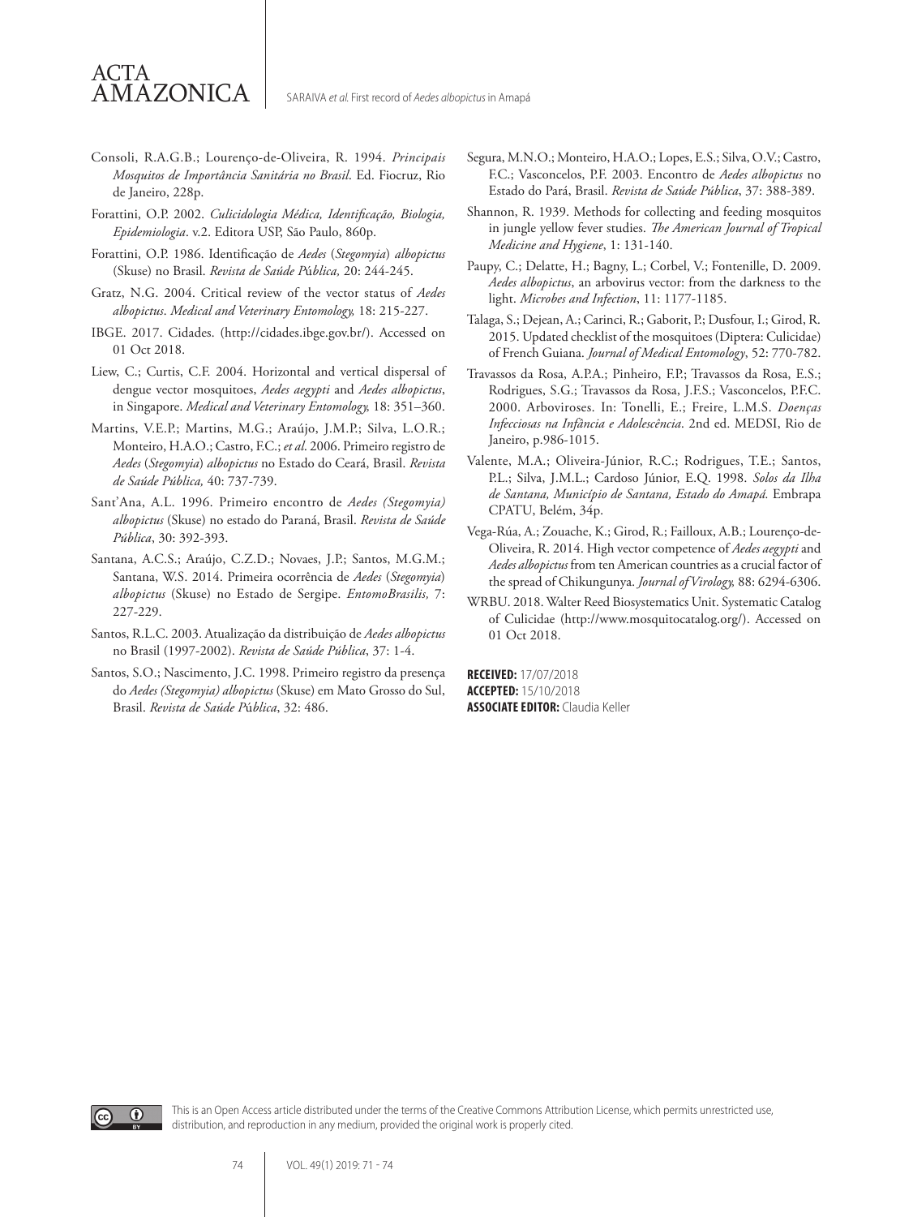Consoli, R.A.G.B.; Lourenço-de-Oliveira, R. 1994. *Principais Mosquitos de Importância Sanitária no Brasil*. Ed. Fiocruz, Rio de Janeiro, 228p.

Forattini, O.P. 2002. *Culicidologia Médica, Identificação, Biologia, Epidemiologia*. v.2. Editora USP, São Paulo, 860p.

Forattini, O.P. 1986. Identificação de *Aedes* (*Stegomyia*) *albopictus* (Skuse) no Brasil. *Revista de Saúde Pública,* 20: 244-245.

Gratz, N.G. 2004. Critical review of the vector status of *Aedes albopictus*. *Medical and Veterinary Entomology,* 18: 215-227.

IBGE. 2017. Cidades. (http://cidades.ibge.gov.br/). Accessed on 01 Oct 2018.

Liew, C.; Curtis, C.F. 2004. Horizontal and vertical dispersal of dengue vector mosquitoes, *Aedes aegypti* and *Aedes albopictus*, in Singapore. *Medical and Veterinary Entomology,* 18: 351–360.

Martins, V.E.P.; Martins, M.G.; Araújo, J.M.P.; Silva, L.O.R.; Monteiro, H.A.O.; Castro, F.C.; *et al*. 2006. Primeiro registro de *Aedes* (*Stegomyia*) *albopictus* no Estado do Ceará, Brasil. *Revista de Saúde Pública,* 40: 737-739.

Sant'Ana, A.L. 1996. Primeiro encontro de *Aedes (Stegomyia) albopictus* (Skuse) no estado do Paraná, Brasil. *Revista de Saúde Pública*, 30: 392-393.

Santana, A.C.S.; Araújo, C.Z.D.; Novaes, J.P.; Santos, M.G.M.; Santana, W.S. 2014. Primeira ocorrência de *Aedes* (*Stegomyia*) *albopictus* (Skuse) no Estado de Sergipe. *EntomoBrasilis,* 7: 227-229.

Santos, R.L.C. 2003. Atualização da distribuição de *Aedes albopictus* no Brasil (1997-2002). *Revista de Saúde Pública*, 37: 1-4.

Santos, S.O.; Nascimento, J.C. 1998. Primeiro registro da presença do *Aedes (Stegomyia) albopictus* (Skuse) em Mato Grosso do Sul, Brasil. *Revista de Saúde Pública*, 32: 486.

Segura, M.N.O.; Monteiro, H.A.O.; Lopes, E.S.; Silva, O.V.; Castro, F.C.; Vasconcelos, P.F. 2003. Encontro de *Aedes albopictus* no Estado do Pará, Brasil. *Revista de Saúde Pública*, 37: 388-389.

Shannon, R. 1939. Methods for collecting and feeding mosquitos in jungle yellow fever studies. *The American Journal of Tropical Medicine and Hygiene*, 1: 131-140.

Paupy, C.; Delatte, H.; Bagny, L.; Corbel, V.; Fontenille, D. 2009. *Aedes albopictus*, an arbovirus vector: from the darkness to the light. *Microbes and Infection*, 11: 1177-1185.

Talaga, S.; Dejean, A.; Carinci, R.; Gaborit, P.; Dusfour, I.; Girod, R. 2015. Updated checklist of the mosquitoes (Diptera: Culicidae) of French Guiana. *Journal of Medical Entomology*, 52: 770-782.

Travassos da Rosa, A.P.A.; Pinheiro, F.P.; Travassos da Rosa, E.S.; Rodrigues, S.G.; Travassos da Rosa, J.F.S.; Vasconcelos, P.F.C. 2000. Arboviroses. In: Tonelli, E.; Freire, L.M.S. *Doenças Infecciosas na Infância e Adolescência*. 2nd ed. MEDSI, Rio de Janeiro, p.986-1015.

Valente, M.A.; Oliveira-Júnior, R.C.; Rodrigues, T.E.; Santos, P.L.; Silva, J.M.L.; Cardoso Júnior, E.Q. 1998. *Solos da Ilha de Santana, Município de Santana, Estado do Amapá.* Embrapa CPATU, Belém, 34p.

Vega-Rúa, A.; Zouache, K.; Girod, R.; Failloux, A.B.; Lourenço-de-Oliveira, R. 2014. High vector competence of *Aedes aegypti* and *Aedes albopictus* from ten American countries as a crucial factor of the spread of Chikungunya. *Journal of Virology,* 88: 6294-6306.

WRBU. 2018. Walter Reed Biosystematics Unit. Systematic Catalog of Culicidae (http://www.mosquitocatalog.org/). Accessed on 01 Oct 2018.

**RECEIVED:** 17/07/2018
**ACCEPTED:** 15/10/2018
**ASSOCIATE EDITOR:** Claudia Keller

This is an Open Access article distributed under the terms of the Creative Commons Attribution License, which permits unrestricted use, distribution, and reproduction in any medium, provided the original work is properly cited.